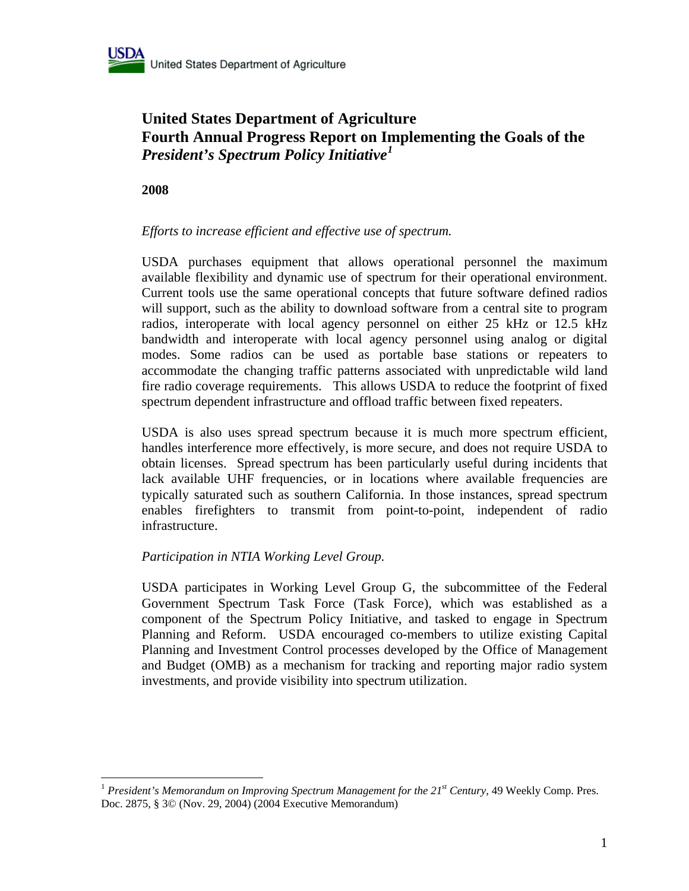# United States Department of Agriculture
# Fourth Annual Progress Report on Implementing the Goals of the *President's Spectrum Policy Initiative*[1]

**2008**

*Efforts to increase efficient and effective use of spectrum.*

USDA purchases equipment that allows operational personnel the maximum available flexibility and dynamic use of spectrum for their operational environment. Current tools use the same operational concepts that future software defined radios will support, such as the ability to download software from a central site to program radios, interoperate with local agency personnel on either 25 kHz or 12.5 kHz bandwidth and interoperate with local agency personnel using analog or digital modes. Some radios can be used as portable base stations or repeaters to accommodate the changing traffic patterns associated with unpredictable wild land fire radio coverage requirements. This allows USDA to reduce the footprint of fixed spectrum dependent infrastructure and offload traffic between fixed repeaters.

USDA is also uses spread spectrum because it is much more spectrum efficient, handles interference more effectively, is more secure, and does not require USDA to obtain licenses. Spread spectrum has been particularly useful during incidents that lack available UHF frequencies, or in locations where available frequencies are typically saturated such as southern California. In those instances, spread spectrum enables firefighters to transmit from point-to-point, independent of radio infrastructure.

*Participation in NTIA Working Level Group.*

USDA participates in Working Level Group G, the subcommittee of the Federal Government Spectrum Task Force (Task Force), which was established as a component of the Spectrum Policy Initiative, and tasked to engage in Spectrum Planning and Reform. USDA encouraged co-members to utilize existing Capital Planning and Investment Control processes developed by the Office of Management and Budget (OMB) as a mechanism for tracking and reporting major radio system investments, and provide visibility into spectrum utilization.

---

[1] *President's Memorandum on Improving Spectrum Management for the 21st Century*, 49 Weekly Comp. Pres. Doc. 2875, § 3© (Nov. 29, 2004) (2004 Executive Memorandum)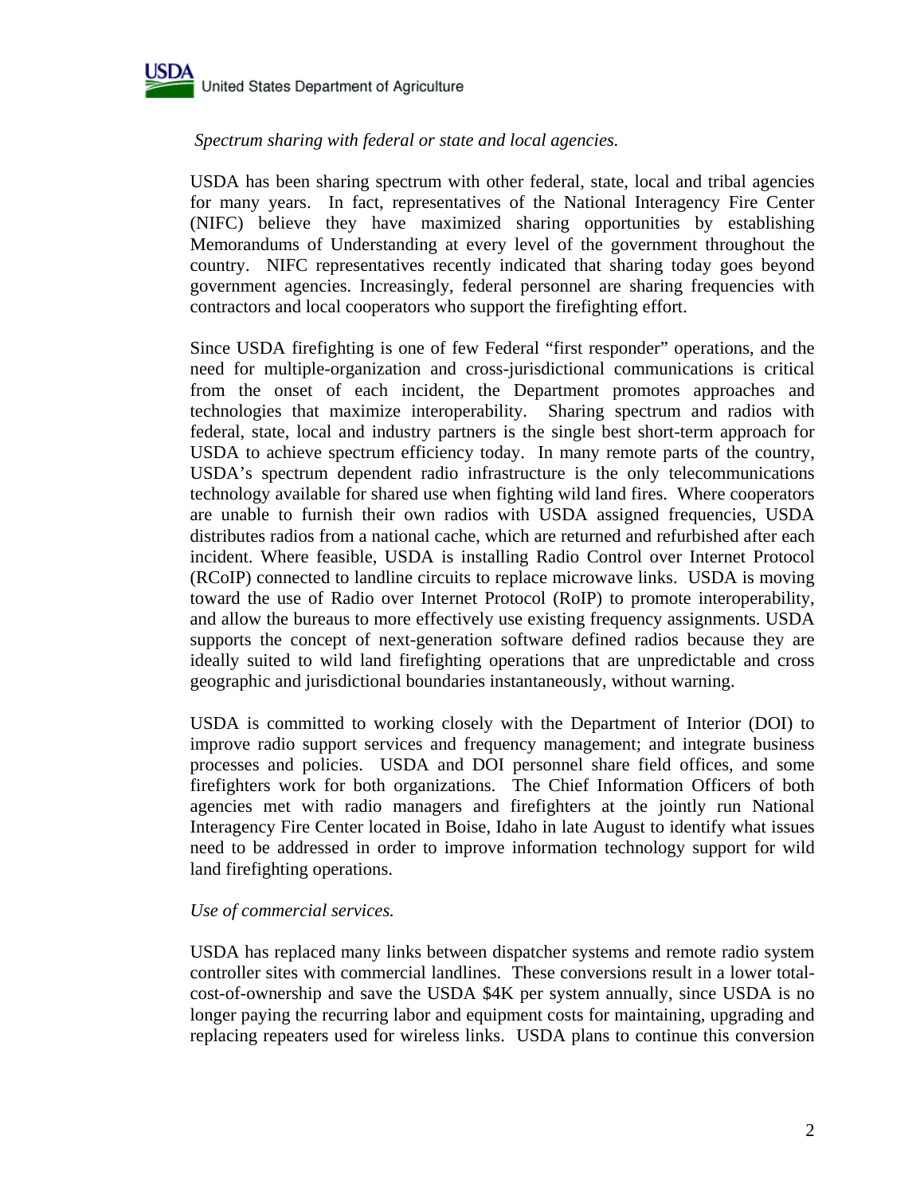*Spectrum sharing with federal or state and local agencies.*

USDA has been sharing spectrum with other federal, state, local and tribal agencies for many years. In fact, representatives of the National Interagency Fire Center (NIFC) believe they have maximized sharing opportunities by establishing Memorandums of Understanding at every level of the government throughout the country. NIFC representatives recently indicated that sharing today goes beyond government agencies. Increasingly, federal personnel are sharing frequencies with contractors and local cooperators who support the firefighting effort.

Since USDA firefighting is one of few Federal "first responder" operations, and the need for multiple-organization and cross-jurisdictional communications is critical from the onset of each incident, the Department promotes approaches and technologies that maximize interoperability. Sharing spectrum and radios with federal, state, local and industry partners is the single best short-term approach for USDA to achieve spectrum efficiency today. In many remote parts of the country, USDA's spectrum dependent radio infrastructure is the only telecommunications technology available for shared use when fighting wild land fires. Where cooperators are unable to furnish their own radios with USDA assigned frequencies, USDA distributes radios from a national cache, which are returned and refurbished after each incident. Where feasible, USDA is installing Radio Control over Internet Protocol (RCoIP) connected to landline circuits to replace microwave links. USDA is moving toward the use of Radio over Internet Protocol (RoIP) to promote interoperability, and allow the bureaus to more effectively use existing frequency assignments. USDA supports the concept of next-generation software defined radios because they are ideally suited to wild land firefighting operations that are unpredictable and cross geographic and jurisdictional boundaries instantaneously, without warning.

USDA is committed to working closely with the Department of Interior (DOI) to improve radio support services and frequency management; and integrate business processes and policies. USDA and DOI personnel share field offices, and some firefighters work for both organizations. The Chief Information Officers of both agencies met with radio managers and firefighters at the jointly run National Interagency Fire Center located in Boise, Idaho in late August to identify what issues need to be addressed in order to improve information technology support for wild land firefighting operations.

*Use of commercial services.*

USDA has replaced many links between dispatcher systems and remote radio system controller sites with commercial landlines. These conversions result in a lower total-cost-of-ownership and save the USDA $4K per system annually, since USDA is no longer paying the recurring labor and equipment costs for maintaining, upgrading and replacing repeaters used for wireless links. USDA plans to continue this conversion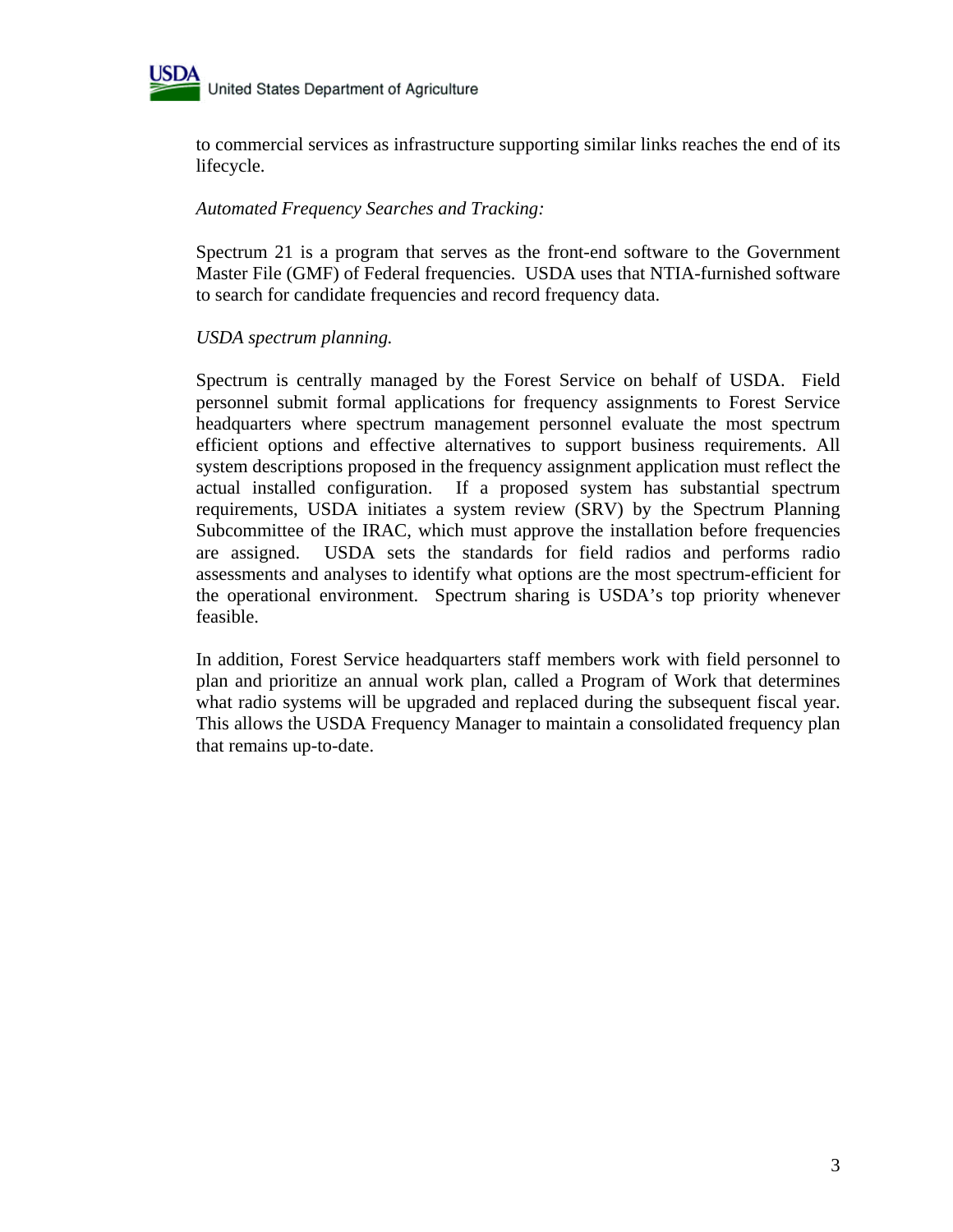to commercial services as infrastructure supporting similar links reaches the end of its lifecycle.

*Automated Frequency Searches and Tracking:*

Spectrum 21 is a program that serves as the front-end software to the Government Master File (GMF) of Federal frequencies. USDA uses that NTIA-furnished software to search for candidate frequencies and record frequency data.

*USDA spectrum planning.*

Spectrum is centrally managed by the Forest Service on behalf of USDA. Field personnel submit formal applications for frequency assignments to Forest Service headquarters where spectrum management personnel evaluate the most spectrum efficient options and effective alternatives to support business requirements. All system descriptions proposed in the frequency assignment application must reflect the actual installed configuration. If a proposed system has substantial spectrum requirements, USDA initiates a system review (SRV) by the Spectrum Planning Subcommittee of the IRAC, which must approve the installation before frequencies are assigned. USDA sets the standards for field radios and performs radio assessments and analyses to identify what options are the most spectrum-efficient for the operational environment. Spectrum sharing is USDA's top priority whenever feasible.

In addition, Forest Service headquarters staff members work with field personnel to plan and prioritize an annual work plan, called a Program of Work that determines what radio systems will be upgraded and replaced during the subsequent fiscal year. This allows the USDA Frequency Manager to maintain a consolidated frequency plan that remains up-to-date.